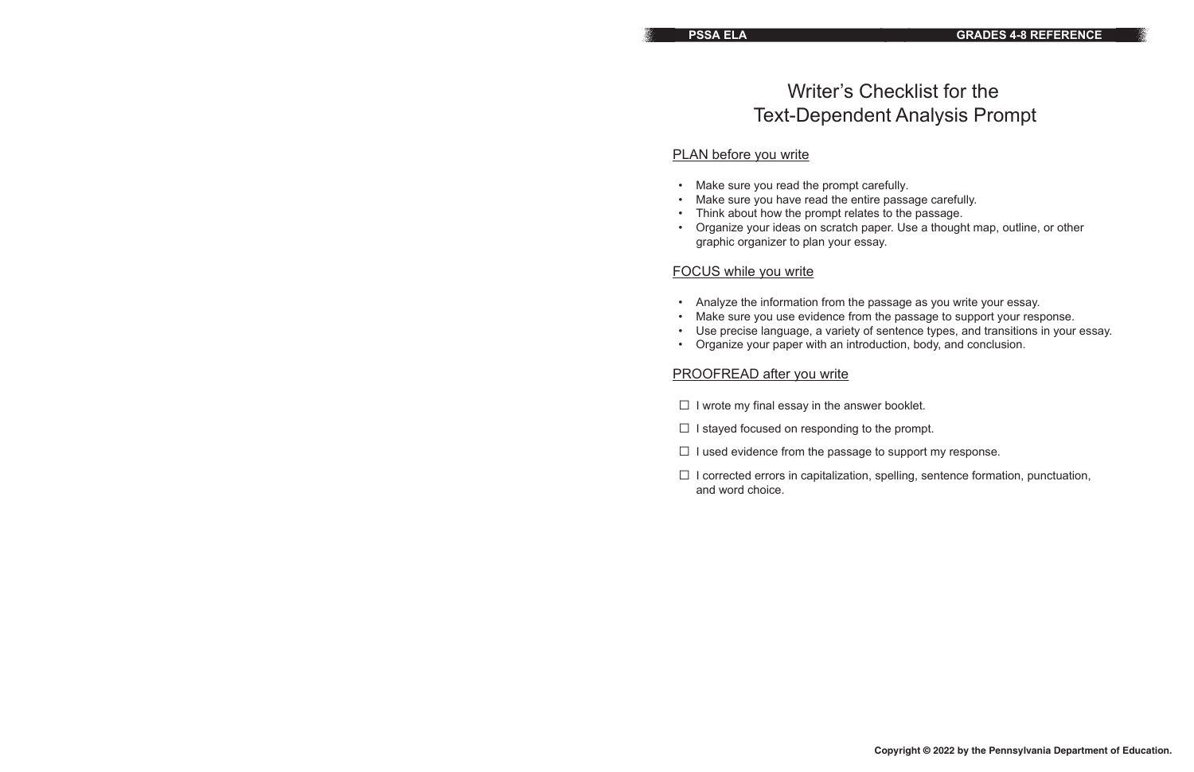# Writer's Checklist for the Text-Dependent Analysis Prompt

## PLAN before you write

- Make sure you read the prompt carefully.
- Make sure you have read the entire passage carefully.
- Think about how the prompt relates to the passage.
- Organize your ideas on scratch paper. Use a thought map, outline, or other graphic organizer to plan your essay.

## FOCUS while you write

- Analyze the information from the passage as you write your essay.
- Make sure you use evidence from the passage to support your response.
- Use precise language, a variety of sentence types, and transitions in your essay.
- Organize your paper with an introduction, body, and conclusion.

## PROOFREAD after you write

- ☐ I wrote my final essay in the answer booklet.
- ☐ I stayed focused on responding to the prompt.
- ☐ I used evidence from the passage to support my response.
- ☐ I corrected errors in capitalization, spelling, sentence formation, punctuation, and word choice.

**Copyright © 2022 by the Pennsylvania Department of Education.**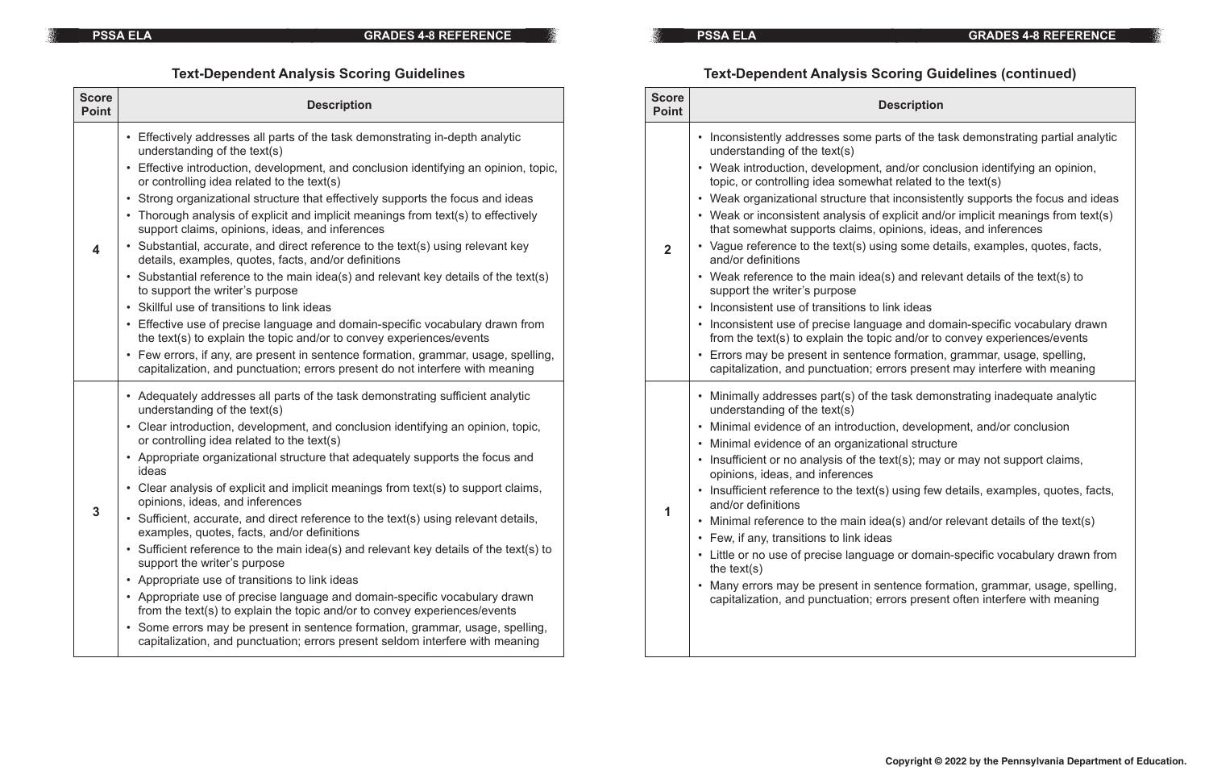## Text-Dependent Analysis Scoring Guidelines

| Score Point | Description |
| --- | --- |
| 4 | • Effectively addresses all parts of the task demonstrating in-depth analytic understanding of the text(s)<br>• Effective introduction, development, and conclusion identifying an opinion, topic, or controlling idea related to the text(s)<br>• Strong organizational structure that effectively supports the focus and ideas<br>• Thorough analysis of explicit and implicit meanings from text(s) to effectively support claims, opinions, ideas, and inferences<br>• Substantial, accurate, and direct reference to the text(s) using relevant key details, examples, quotes, facts, and/or definitions<br>• Substantial reference to the main idea(s) and relevant key details of the text(s) to support the writer's purpose<br>• Skillful use of transitions to link ideas<br>• Effective use of precise language and domain-specific vocabulary drawn from the text(s) to explain the topic and/or to convey experiences/events<br>• Few errors, if any, are present in sentence formation, grammar, usage, spelling, capitalization, and punctuation; errors present do not interfere with meaning |
| 3 | • Adequately addresses all parts of the task demonstrating sufficient analytic understanding of the text(s)<br>• Clear introduction, development, and conclusion identifying an opinion, topic, or controlling idea related to the text(s)<br>• Appropriate organizational structure that adequately supports the focus and ideas<br>• Clear analysis of explicit and implicit meanings from text(s) to support claims, opinions, ideas, and inferences<br>• Sufficient, accurate, and direct reference to the text(s) using relevant details, examples, quotes, facts, and/or definitions<br>• Sufficient reference to the main idea(s) and relevant key details of the text(s) to support the writer's purpose<br>• Appropriate use of transitions to link ideas<br>• Appropriate use of precise language and domain-specific vocabulary drawn from the text(s) to explain the topic and/or to convey experiences/events<br>• Some errors may be present in sentence formation, grammar, usage, spelling, capitalization, and punctuation; errors present seldom interfere with meaning |

## Text-Dependent Analysis Scoring Guidelines (continued)

| Score Point | Description |
| --- | --- |
| 2 | • Inconsistently addresses some parts of the task demonstrating partial analytic understanding of the text(s)<br>• Weak introduction, development, and/or conclusion identifying an opinion, topic, or controlling idea somewhat related to the text(s)<br>• Weak organizational structure that inconsistently supports the focus and ideas<br>• Weak or inconsistent analysis of explicit and/or implicit meanings from text(s) that somewhat supports claims, opinions, ideas, and inferences<br>• Vague reference to the text(s) using some details, examples, quotes, facts, and/or definitions<br>• Weak reference to the main idea(s) and relevant details of the text(s) to support the writer's purpose<br>• Inconsistent use of transitions to link ideas<br>• Inconsistent use of precise language and domain-specific vocabulary drawn from the text(s) to explain the topic and/or to convey experiences/events<br>• Errors may be present in sentence formation, grammar, usage, spelling, capitalization, and punctuation; errors present may interfere with meaning |
| 1 | • Minimally addresses part(s) of the task demonstrating inadequate analytic understanding of the text(s)<br>• Minimal evidence of an introduction, development, and/or conclusion<br>• Minimal evidence of an organizational structure<br>• Insufficient or no analysis of the text(s); may or may not support claims, opinions, ideas, and inferences<br>• Insufficient reference to the text(s) using few details, examples, quotes, facts, and/or definitions<br>• Minimal reference to the main idea(s) and/or relevant details of the text(s)<br>• Few, if any, transitions to link ideas<br>• Little or no use of precise language or domain-specific vocabulary drawn from the text(s)<br>• Many errors may be present in sentence formation, grammar, usage, spelling, capitalization, and punctuation; errors present often interfere with meaning |

Copyright © 2022 by the Pennsylvania Department of Education.